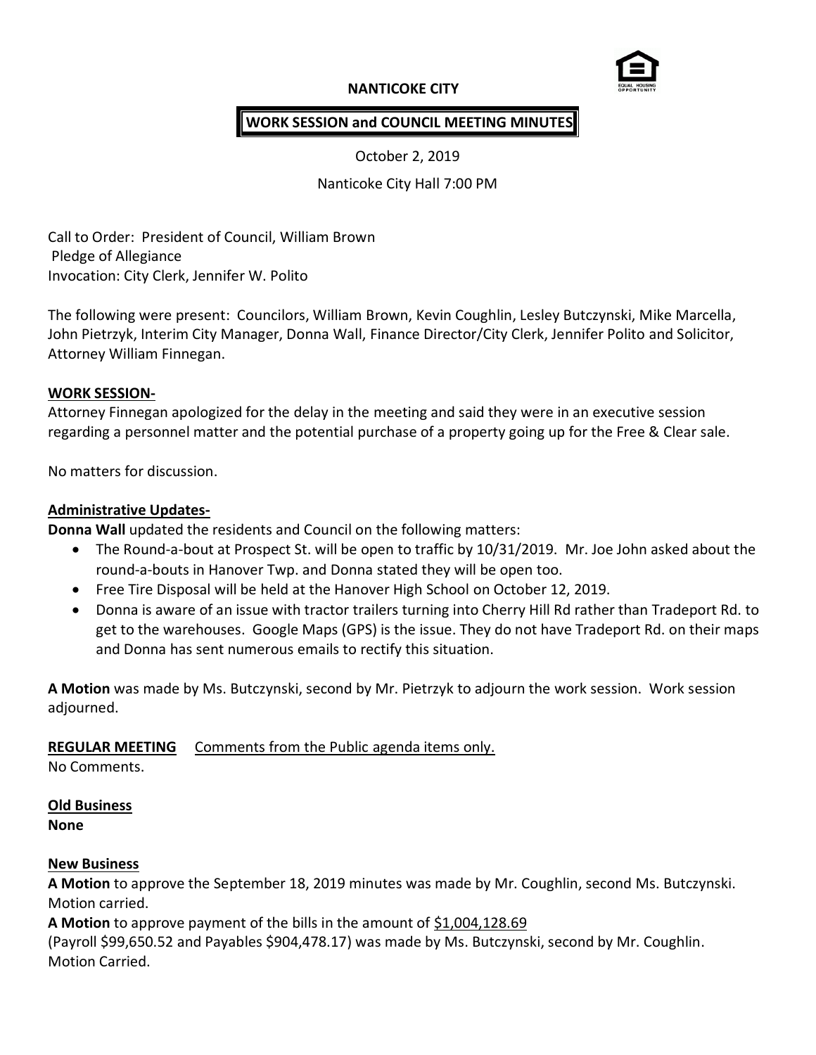# NANTICOKE CITY

## WORK SESSION and COUNCIL MEETING MINUTES

October 2, 2019

Nanticoke City Hall 7:00 PM

Call to Order: President of Council, William Brown
Pledge of Allegiance
Invocation: City Clerk, Jennifer W. Polito

The following were present: Councilors, William Brown, Kevin Coughlin, Lesley Butczynski, Mike Marcella, John Pietrzyk, Interim City Manager, Donna Wall, Finance Director/City Clerk, Jennifer Polito and Solicitor, Attorney William Finnegan.

**WORK SESSION-**

Attorney Finnegan apologized for the delay in the meeting and said they were in an executive session regarding a personnel matter and the potential purchase of a property going up for the Free & Clear sale.

No matters for discussion.

**Administrative Updates-**

**Donna Wall** updated the residents and Council on the following matters:

- The Round-a-bout at Prospect St. will be open to traffic by 10/31/2019. Mr. Joe John asked about the round-a-bouts in Hanover Twp. and Donna stated they will be open too.
- Free Tire Disposal will be held at the Hanover High School on October 12, 2019.
- Donna is aware of an issue with tractor trailers turning into Cherry Hill Rd rather than Tradeport Rd. to get to the warehouses. Google Maps (GPS) is the issue. They do not have Tradeport Rd. on their maps and Donna has sent numerous emails to rectify this situation.

**A Motion** was made by Ms. Butczynski, second by Mr. Pietrzyk to adjourn the work session. Work session adjourned.

**REGULAR MEETING** Comments from the Public agenda items only.
No Comments.

**Old Business**
**None**

**New Business**
**A Motion** to approve the September 18, 2019 minutes was made by Mr. Coughlin, second Ms. Butczynski. Motion carried.
**A Motion** to approve payment of the bills in the amount of $1,004,128.69
(Payroll $99,650.52 and Payables $904,478.17) was made by Ms. Butczynski, second by Mr. Coughlin. Motion Carried.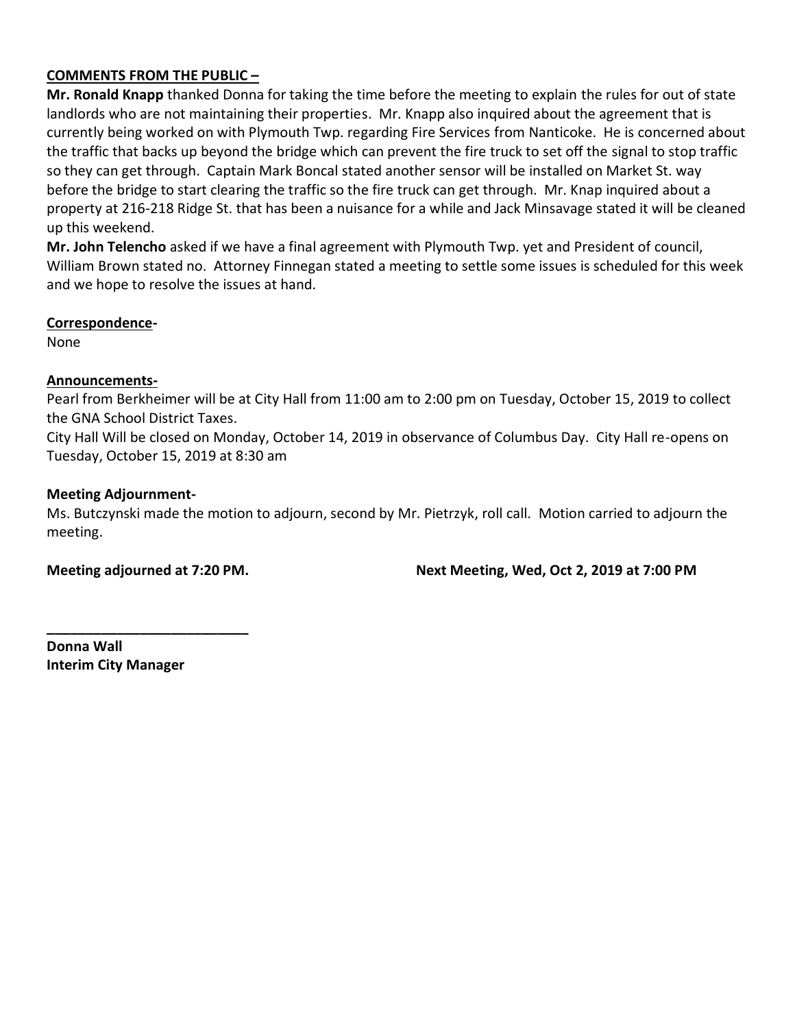**COMMENTS FROM THE PUBLIC –**

**Mr. Ronald Knapp** thanked Donna for taking the time before the meeting to explain the rules for out of state landlords who are not maintaining their properties. Mr. Knapp also inquired about the agreement that is currently being worked on with Plymouth Twp. regarding Fire Services from Nanticoke. He is concerned about the traffic that backs up beyond the bridge which can prevent the fire truck to set off the signal to stop traffic so they can get through. Captain Mark Boncal stated another sensor will be installed on Market St. way before the bridge to start clearing the traffic so the fire truck can get through. Mr. Knap inquired about a property at 216-218 Ridge St. that has been a nuisance for a while and Jack Minsavage stated it will be cleaned up this weekend.

**Mr. John Telencho** asked if we have a final agreement with Plymouth Twp. yet and President of council, William Brown stated no. Attorney Finnegan stated a meeting to settle some issues is scheduled for this week and we hope to resolve the issues at hand.

**Correspondence-**

None

**Announcements-**

Pearl from Berkheimer will be at City Hall from 11:00 am to 2:00 pm on Tuesday, October 15, 2019 to collect the GNA School District Taxes.

City Hall Will be closed on Monday, October 14, 2019 in observance of Columbus Day. City Hall re-opens on Tuesday, October 15, 2019 at 8:30 am

**Meeting Adjournment-**

Ms. Butczynski made the motion to adjourn, second by Mr. Pietrzyk, roll call. Motion carried to adjourn the meeting.

**Meeting adjourned at 7:20 PM.** **Next Meeting, Wed, Oct 2, 2019 at 7:00 PM**

___________________________

**Donna Wall**
**Interim City Manager**